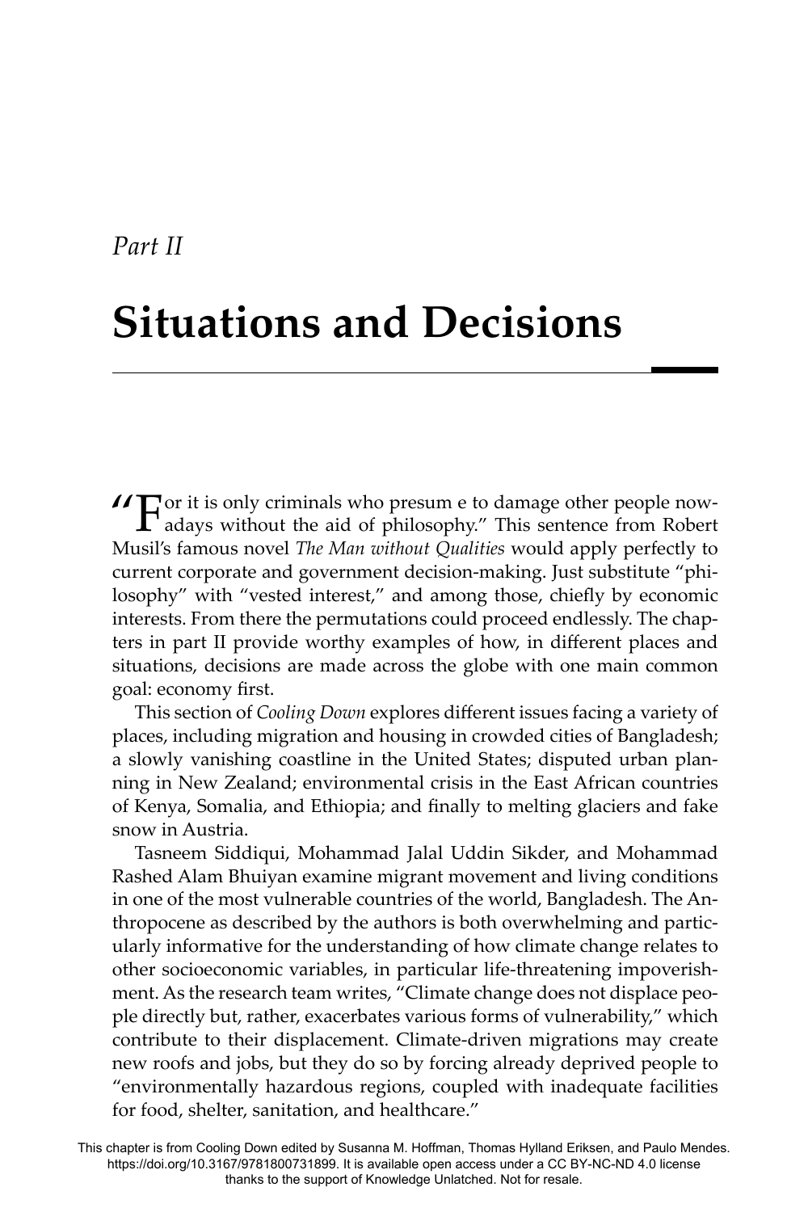*Part II*

# Situations and Decisions

"For it is only criminals who presum e to damage other people nowadays without the aid of philosophy." This sentence from Robert Musil's famous novel *The Man without Qualities* would apply perfectly to current corporate and government decision-making. Just substitute "philosophy" with "vested interest," and among those, chiefly by economic interests. From there the permutations could proceed endlessly. The chapters in part II provide worthy examples of how, in different places and situations, decisions are made across the globe with one main common goal: economy first.

This section of *Cooling Down* explores different issues facing a variety of places, including migration and housing in crowded cities of Bangladesh; a slowly vanishing coastline in the United States; disputed urban planning in New Zealand; environmental crisis in the East African countries of Kenya, Somalia, and Ethiopia; and finally to melting glaciers and fake snow in Austria.

Tasneem Siddiqui, Mohammad Jalal Uddin Sikder, and Mohammad Rashed Alam Bhuiyan examine migrant movement and living conditions in one of the most vulnerable countries of the world, Bangladesh. The Anthropocene as described by the authors is both overwhelming and particularly informative for the understanding of how climate change relates to other socioeconomic variables, in particular life-threatening impoverishment. As the research team writes, "Climate change does not displace people directly but, rather, exacerbates various forms of vulnerability," which contribute to their displacement. Climate-driven migrations may create new roofs and jobs, but they do so by forcing already deprived people to "environmentally hazardous regions, coupled with inadequate facilities for food, shelter, sanitation, and healthcare."

This chapter is from Cooling Down edited by Susanna M. Hoffman, Thomas Hylland Eriksen, and Paulo Mendes. https://doi.org/10.3167/9781800731899. It is available open access under a CC BY-NC-ND 4.0 license thanks to the support of Knowledge Unlatched. Not for resale.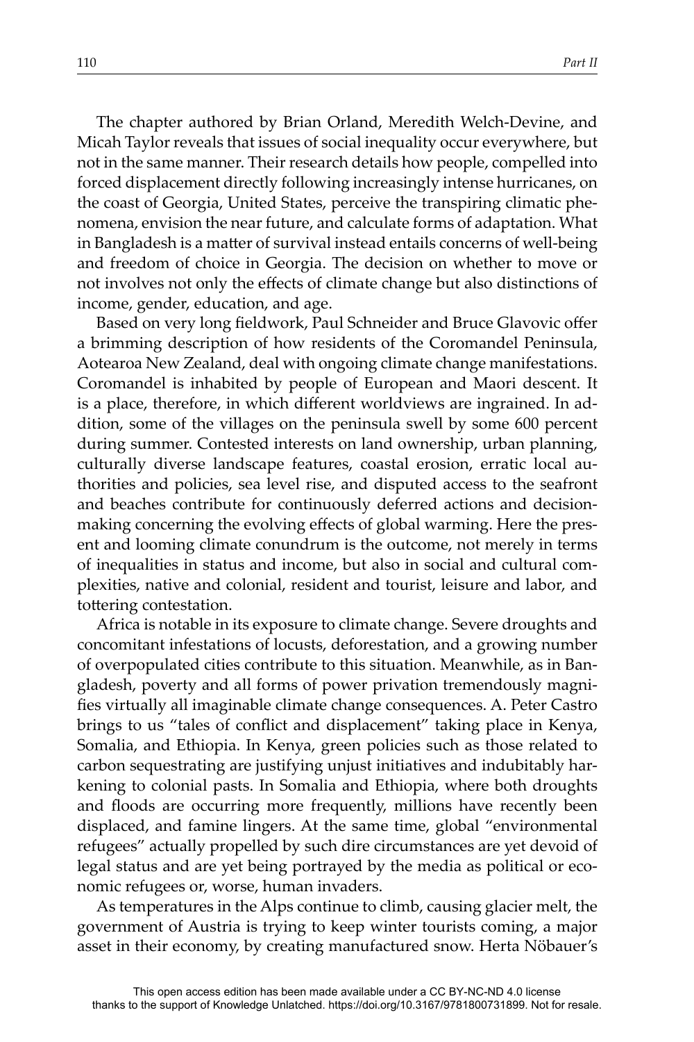The chapter authored by Brian Orland, Meredith Welch-Devine, and Micah Taylor reveals that issues of social inequality occur everywhere, but not in the same manner. Their research details how people, compelled into forced displacement directly following increasingly intense hurricanes, on the coast of Georgia, United States, perceive the transpiring climatic phenomena, envision the near future, and calculate forms of adaptation. What in Bangladesh is a matter of survival instead entails concerns of well-being and freedom of choice in Georgia. The decision on whether to move or not involves not only the effects of climate change but also distinctions of income, gender, education, and age.

Based on very long fieldwork, Paul Schneider and Bruce Glavovic offer a brimming description of how residents of the Coromandel Peninsula, Aotearoa New Zealand, deal with ongoing climate change manifestations. Coromandel is inhabited by people of European and Maori descent. It is a place, therefore, in which different worldviews are ingrained. In addition, some of the villages on the peninsula swell by some 600 percent during summer. Contested interests on land ownership, urban planning, culturally diverse landscape features, coastal erosion, erratic local authorities and policies, sea level rise, and disputed access to the seafront and beaches contribute for continuously deferred actions and decision-making concerning the evolving effects of global warming. Here the present and looming climate conundrum is the outcome, not merely in terms of inequalities in status and income, but also in social and cultural complexities, native and colonial, resident and tourist, leisure and labor, and tottering contestation.

Africa is notable in its exposure to climate change. Severe droughts and concomitant infestations of locusts, deforestation, and a growing number of overpopulated cities contribute to this situation. Meanwhile, as in Bangladesh, poverty and all forms of power privation tremendously magnifies virtually all imaginable climate change consequences. A. Peter Castro brings to us "tales of conflict and displacement" taking place in Kenya, Somalia, and Ethiopia. In Kenya, green policies such as those related to carbon sequestrating are justifying unjust initiatives and indubitably harkening to colonial pasts. In Somalia and Ethiopia, where both droughts and floods are occurring more frequently, millions have recently been displaced, and famine lingers. At the same time, global "environmental refugees" actually propelled by such dire circumstances are yet devoid of legal status and are yet being portrayed by the media as political or economic refugees or, worse, human invaders.

As temperatures in the Alps continue to climb, causing glacier melt, the government of Austria is trying to keep winter tourists coming, a major asset in their economy, by creating manufactured snow. Herta Nöbauer's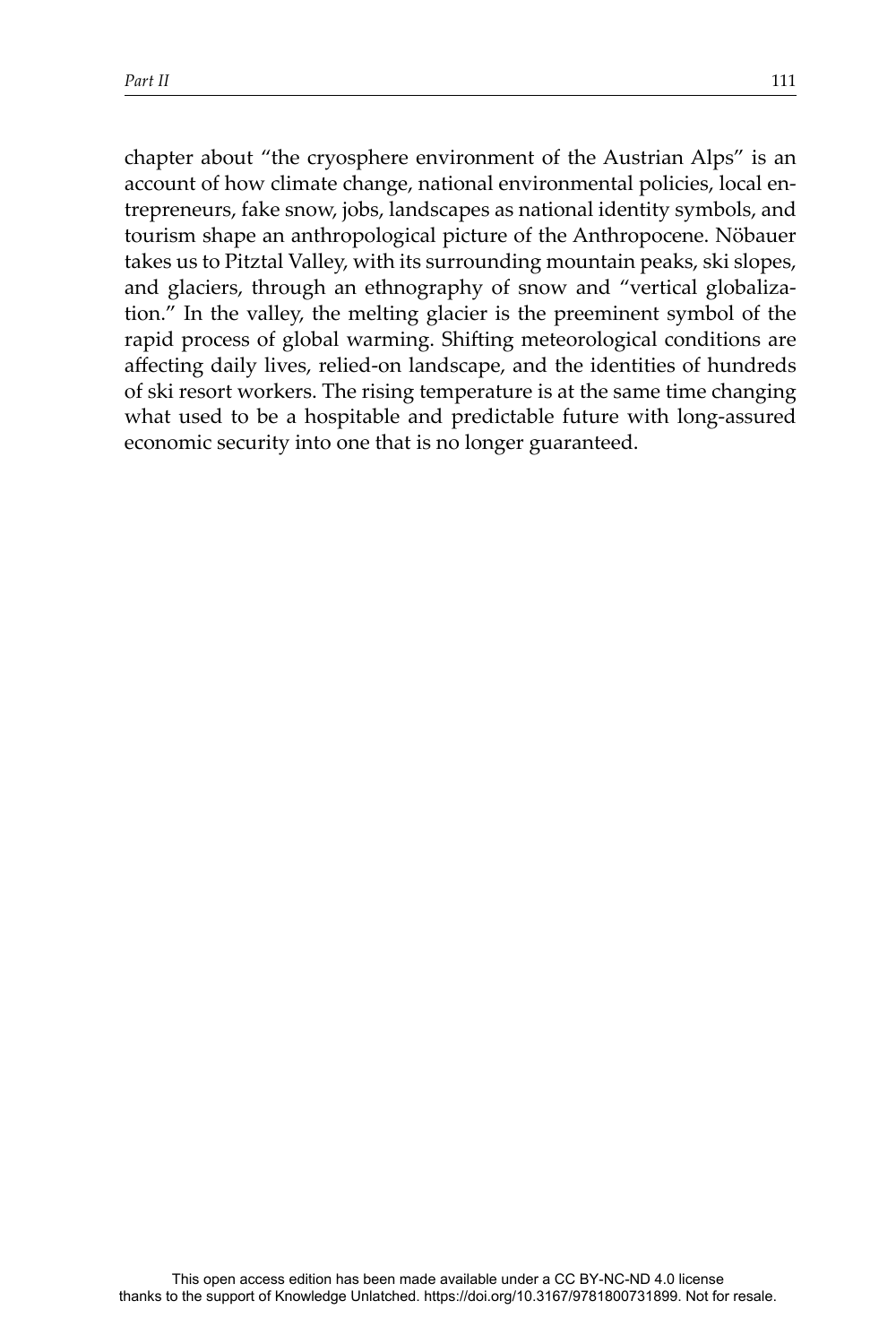chapter about "the cryosphere environment of the Austrian Alps" is an account of how climate change, national environmental policies, local entrepreneurs, fake snow, jobs, landscapes as national identity symbols, and tourism shape an anthropological picture of the Anthropocene. Nöbauer takes us to Pitztal Valley, with its surrounding mountain peaks, ski slopes, and glaciers, through an ethnography of snow and "vertical globalization." In the valley, the melting glacier is the preeminent symbol of the rapid process of global warming. Shifting meteorological conditions are affecting daily lives, relied-on landscape, and the identities of hundreds of ski resort workers. The rising temperature is at the same time changing what used to be a hospitable and predictable future with long-assured economic security into one that is no longer guaranteed.